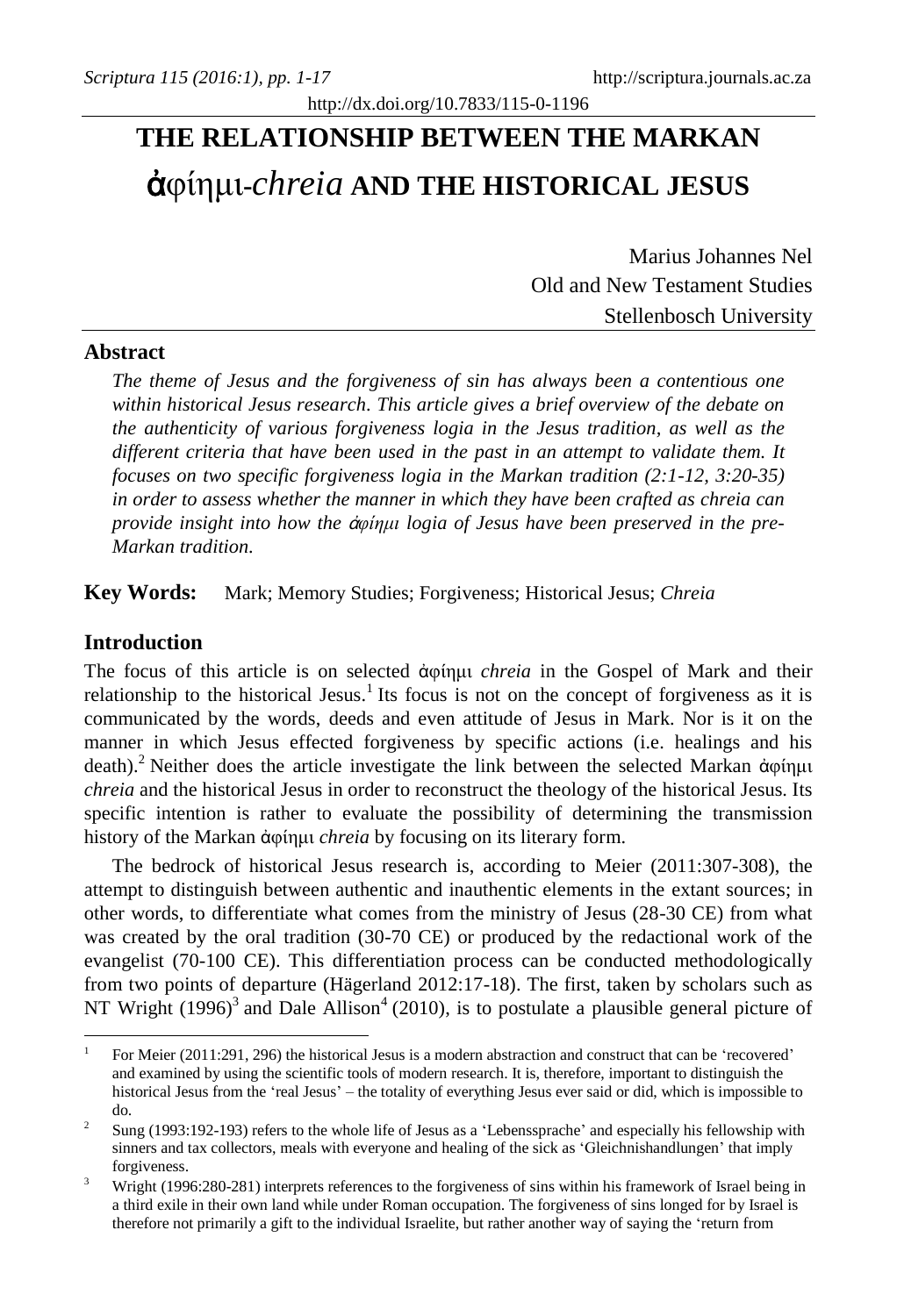# THE RELATIONSHIP BETWEEN THE MARKAN ἀφίημι-*chreia* AND THE HISTORICAL JESUS

Marius Johannes Nel
Old and New Testament Studies
Stellenbosch University

## Abstract

*The theme of Jesus and the forgiveness of sin has always been a contentious one within historical Jesus research. This article gives a brief overview of the debate on the authenticity of various forgiveness logia in the Jesus tradition, as well as the different criteria that have been used in the past in an attempt to validate them. It focuses on two specific forgiveness logia in the Markan tradition (2:1-12, 3:20-35) in order to assess whether the manner in which they have been crafted as chreia can provide insight into how the ἀφίημι logia of Jesus have been preserved in the pre-Markan tradition.*

**Key Words:** Mark; Memory Studies; Forgiveness; Historical Jesus; *Chreia*

## Introduction

The focus of this article is on selected ἀφίημι *chreia* in the Gospel of Mark and their relationship to the historical Jesus.[1] Its focus is not on the concept of forgiveness as it is communicated by the words, deeds and even attitude of Jesus in Mark. Nor is it on the manner in which Jesus effected forgiveness by specific actions (i.e. healings and his death).[2] Neither does the article investigate the link between the selected Markan ἀφίημι *chreia* and the historical Jesus in order to reconstruct the theology of the historical Jesus. Its specific intention is rather to evaluate the possibility of determining the transmission history of the Markan ἀφίημι *chreia* by focusing on its literary form.

The bedrock of historical Jesus research is, according to Meier (2011:307-308), the attempt to distinguish between authentic and inauthentic elements in the extant sources; in other words, to differentiate what comes from the ministry of Jesus (28-30 CE) from what was created by the oral tradition (30-70 CE) or produced by the redactional work of the evangelist (70-100 CE). This differentiation process can be conducted methodologically from two points of departure (Hägerland 2012:17-18). The first, taken by scholars such as NT Wright (1996)[3] and Dale Allison[4] (2010), is to postulate a plausible general picture of

---

[1] For Meier (2011:291, 296) the historical Jesus is a modern abstraction and construct that can be 'recovered' and examined by using the scientific tools of modern research. It is, therefore, important to distinguish the historical Jesus from the 'real Jesus' – the totality of everything Jesus ever said or did, which is impossible to do.

[2] Sung (1993:192-193) refers to the whole life of Jesus as a 'Lebenssprache' and especially his fellowship with sinners and tax collectors, meals with everyone and healing of the sick as 'Gleichnishandlungen' that imply forgiveness.

[3] Wright (1996:280-281) interprets references to the forgiveness of sins within his framework of Israel being in a third exile in their own land while under Roman occupation. The forgiveness of sins longed for by Israel is therefore not primarily a gift to the individual Israelite, but rather another way of saying the 'return from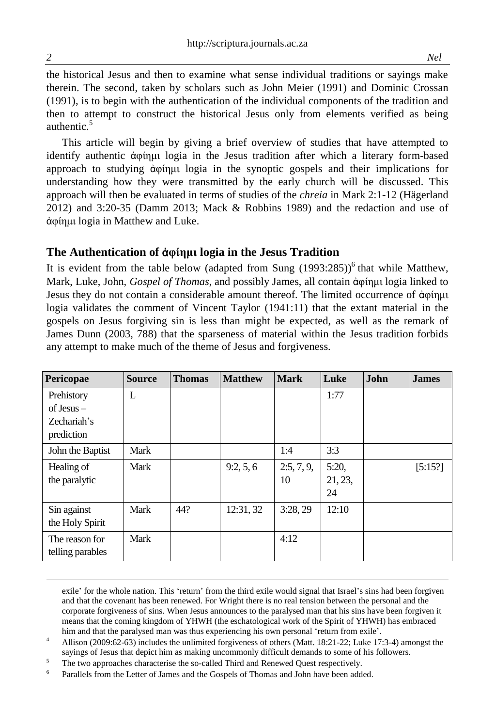the historical Jesus and then to examine what sense individual traditions or sayings make therein. The second, taken by scholars such as John Meier (1991) and Dominic Crossan (1991), is to begin with the authentication of the individual components of the tradition and then to attempt to construct the historical Jesus only from elements verified as being authentic.[5]

This article will begin by giving a brief overview of studies that have attempted to identify authentic ἀφίημι logia in the Jesus tradition after which a literary form-based approach to studying ἀφίημι logia in the synoptic gospels and their implications for understanding how they were transmitted by the early church will be discussed. This approach will then be evaluated in terms of studies of the *chreia* in Mark 2:1-12 (Hägerland 2012) and 3:20-35 (Damm 2013; Mack & Robbins 1989) and the redaction and use of ἀφίημι logia in Matthew and Luke.

## The Authentication of ἀφίημι logia in the Jesus Tradition

It is evident from the table below (adapted from Sung (1993:285))[6] that while Matthew, Mark, Luke, John, *Gospel of Thomas*, and possibly James, all contain ἀφίημι logia linked to Jesus they do not contain a considerable amount thereof. The limited occurrence of ἀφίημι logia validates the comment of Vincent Taylor (1941:11) that the extant material in the gospels on Jesus forgiving sin is less than might be expected, as well as the remark of James Dunn (2003, 788) that the sparseness of material within the Jesus tradition forbids any attempt to make much of the theme of Jesus and forgiveness.

| Pericopae | Source | Thomas | Matthew | Mark | Luke | John | James |
|---|---|---|---|---|---|---|---|
| Prehistory of Jesus – Zechariah's prediction | L | | | | 1:77 | | |
| John the Baptist | Mark | | | 1:4 | 3:3 | | |
| Healing of the paralytic | Mark | | 9:2, 5, 6 | 2:5, 7, 9, 10 | 5:20, 21, 23, 24 | | [5:15?] |
| Sin against the Holy Spirit | Mark | 44? | 12:31, 32 | 3:28, 29 | 12:10 | | |
| The reason for telling parables | Mark | | | 4:12 | | | |

exile' for the whole nation. This 'return' from the third exile would signal that Israel's sins had been forgiven and that the covenant has been renewed. For Wright there is no real tension between the personal and the corporate forgiveness of sins. When Jesus announces to the paralysed man that his sins have been forgiven it means that the coming kingdom of YHWH (the eschatological work of the Spirit of YHWH) has embraced him and that the paralysed man was thus experiencing his own personal 'return from exile'.

[4] Allison (2009:62-63) includes the unlimited forgiveness of others (Matt. 18:21-22; Luke 17:3-4) amongst the sayings of Jesus that depict him as making uncommonly difficult demands to some of his followers.

[5] The two approaches characterise the so-called Third and Renewed Quest respectively.

[6] Parallels from the Letter of James and the Gospels of Thomas and John have been added.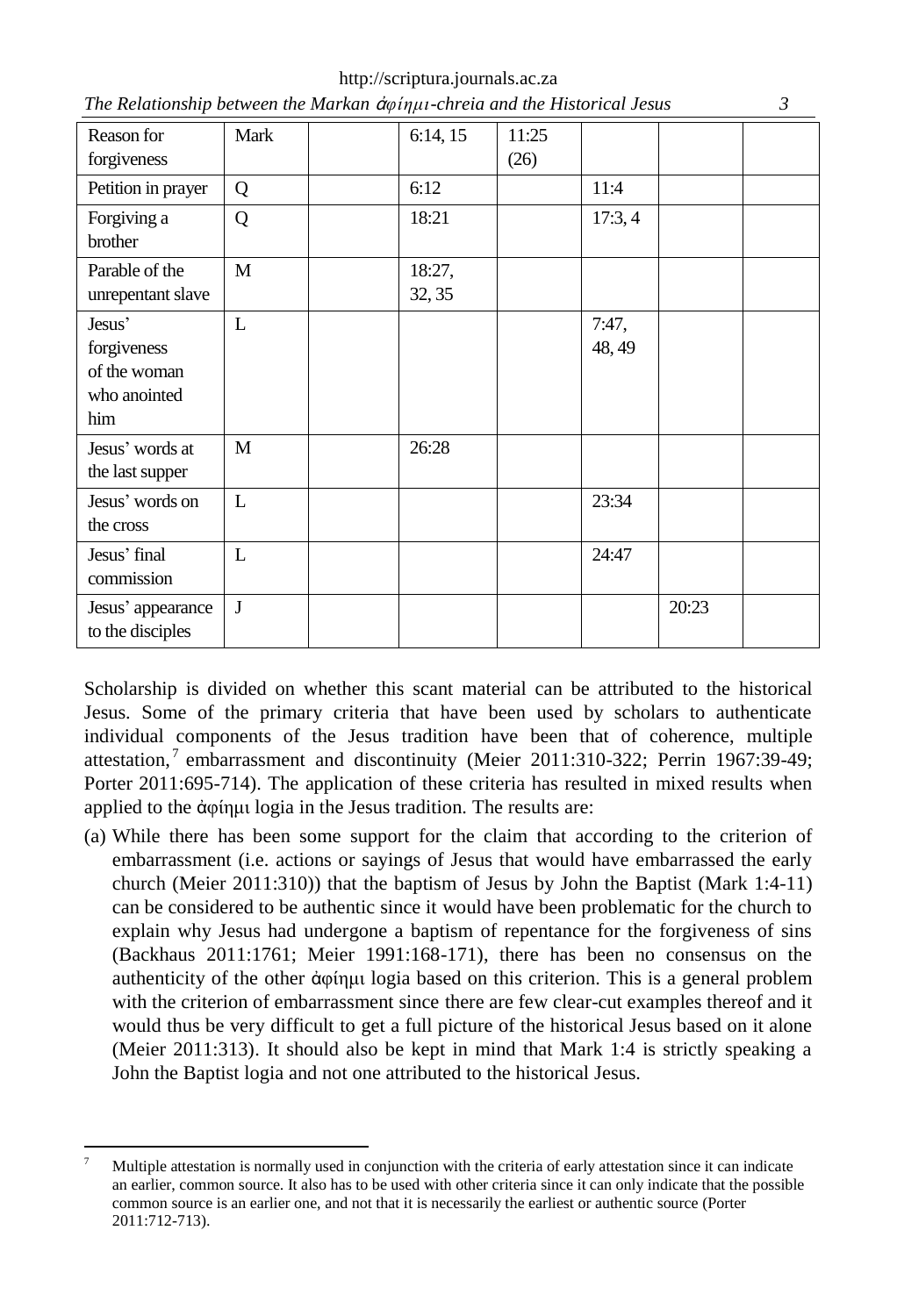| | | | | | | | |
|---|---|---|---|---|---|---|---|
| Reason for forgiveness | Mark | | 6:14, 15 | 11:25 (26) | | | |
| Petition in prayer | Q | | 6:12 | | 11:4 | | |
| Forgiving a brother | Q | | 18:21 | | 17:3, 4 | | |
| Parable of the unrepentant slave | M | | 18:27, 32, 35 | | | | |
| Jesus' forgiveness of the woman who anointed him | L | | | | 7:47, 48, 49 | | |
| Jesus' words at the last supper | M | | 26:28 | | | | |
| Jesus' words on the cross | L | | | | 23:34 | | |
| Jesus' final commission | L | | | | 24:47 | | |
| Jesus' appearance to the disciples | J | | | | | 20:23 | |

Scholarship is divided on whether this scant material can be attributed to the historical Jesus. Some of the primary criteria that have been used by scholars to authenticate individual components of the Jesus tradition have been that of coherence, multiple attestation,[7] embarrassment and discontinuity (Meier 2011:310-322; Perrin 1967:39-49; Porter 2011:695-714). The application of these criteria has resulted in mixed results when applied to the ἀφίημι logia in the Jesus tradition. The results are:

(a) While there has been some support for the claim that according to the criterion of embarrassment (i.e. actions or sayings of Jesus that would have embarrassed the early church (Meier 2011:310)) that the baptism of Jesus by John the Baptist (Mark 1:4-11) can be considered to be authentic since it would have been problematic for the church to explain why Jesus had undergone a baptism of repentance for the forgiveness of sins (Backhaus 2011:1761; Meier 1991:168-171), there has been no consensus on the authenticity of the other ἀφίημι logia based on this criterion. This is a general problem with the criterion of embarrassment since there are few clear-cut examples thereof and it would thus be very difficult to get a full picture of the historical Jesus based on it alone (Meier 2011:313). It should also be kept in mind that Mark 1:4 is strictly speaking a John the Baptist logia and not one attributed to the historical Jesus.

[7] Multiple attestation is normally used in conjunction with the criteria of early attestation since it can indicate an earlier, common source. It also has to be used with other criteria since it can only indicate that the possible common source is an earlier one, and not that it is necessarily the earliest or authentic source (Porter 2011:712-713).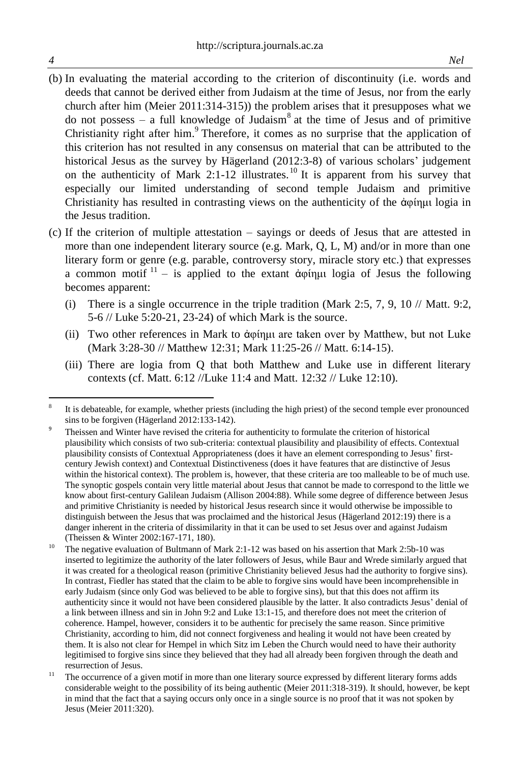(b) In evaluating the material according to the criterion of discontinuity (i.e. words and deeds that cannot be derived either from Judaism at the time of Jesus, nor from the early church after him (Meier 2011:314-315)) the problem arises that it presupposes what we do not possess – a full knowledge of Judaism[8] at the time of Jesus and of primitive Christianity right after him.[9] Therefore, it comes as no surprise that the application of this criterion has not resulted in any consensus on material that can be attributed to the historical Jesus as the survey by Hägerland (2012:3-8) of various scholars' judgement on the authenticity of Mark 2:1-12 illustrates.[10] It is apparent from his survey that especially our limited understanding of second temple Judaism and primitive Christianity has resulted in contrasting views on the authenticity of the ἀφίημι logia in the Jesus tradition.

(c) If the criterion of multiple attestation – sayings or deeds of Jesus that are attested in more than one independent literary source (e.g. Mark, Q, L, M) and/or in more than one literary form or genre (e.g. parable, controversy story, miracle story etc.) that expresses a common motif[11] – is applied to the extant ἀφίημι logia of Jesus the following becomes apparent:

   (i) There is a single occurrence in the triple tradition (Mark 2:5, 7, 9, 10 // Matt. 9:2, 5-6 // Luke 5:20-21, 23-24) of which Mark is the source.

   (ii) Two other references in Mark to ἀφίημι are taken over by Matthew, but not Luke (Mark 3:28-30 // Matthew 12:31; Mark 11:25-26 // Matt. 6:14-15).

   (iii) There are logia from Q that both Matthew and Luke use in different literary contexts (cf. Matt. 6:12 //Luke 11:4 and Matt. 12:32 // Luke 12:10).

---

[8] It is debateable, for example, whether priests (including the high priest) of the second temple ever pronounced sins to be forgiven (Hägerland 2012:133-142).

[9] Theissen and Winter have revised the criteria for authenticity to formulate the criterion of historical plausibility which consists of two sub-criteria: contextual plausibility and plausibility of effects. Contextual plausibility consists of Contextual Appropriateness (does it have an element corresponding to Jesus' first-century Jewish context) and Contextual Distinctiveness (does it have features that are distinctive of Jesus within the historical context). The problem is, however, that these criteria are too malleable to be of much use. The synoptic gospels contain very little material about Jesus that cannot be made to correspond to the little we know about first-century Galilean Judaism (Allison 2004:88). While some degree of difference between Jesus and primitive Christianity is needed by historical Jesus research since it would otherwise be impossible to distinguish between the Jesus that was proclaimed and the historical Jesus (Hägerland 2012:19) there is a danger inherent in the criteria of dissimilarity in that it can be used to set Jesus over and against Judaism (Theissen & Winter 2002:167-171, 180).

[10] The negative evaluation of Bultmann of Mark 2:1-12 was based on his assertion that Mark 2:5b-10 was inserted to legitimize the authority of the later followers of Jesus, while Baur and Wrede similarly argued that it was created for a theological reason (primitive Christianity believed Jesus had the authority to forgive sins). In contrast, Fiedler has stated that the claim to be able to forgive sins would have been incomprehensible in early Judaism (since only God was believed to be able to forgive sins), but that this does not affirm its authenticity since it would not have been considered plausible by the latter. It also contradicts Jesus' denial of a link between illness and sin in John 9:2 and Luke 13:1-15, and therefore does not meet the criterion of coherence. Hampel, however, considers it to be authentic for precisely the same reason. Since primitive Christianity, according to him, did not connect forgiveness and healing it would not have been created by them. It is also not clear for Hempel in which Sitz im Leben the Church would need to have their authority legitimised to forgive sins since they believed that they had all already been forgiven through the death and resurrection of Jesus.

[11] The occurrence of a given motif in more than one literary source expressed by different literary forms adds considerable weight to the possibility of its being authentic (Meier 2011:318-319). It should, however, be kept in mind that the fact that a saying occurs only once in a single source is no proof that it was not spoken by Jesus (Meier 2011:320).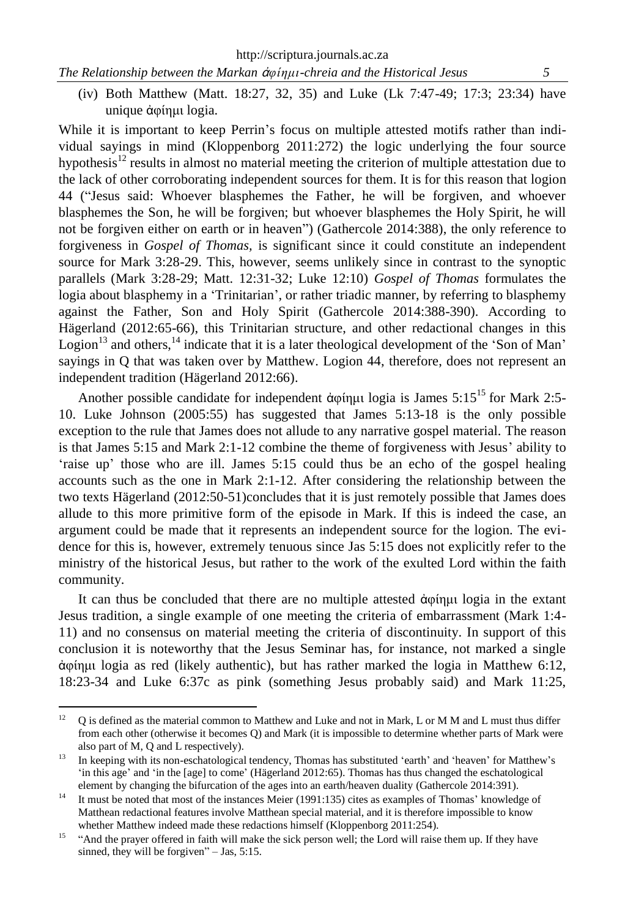(iv) Both Matthew (Matt. 18:27, 32, 35) and Luke (Lk 7:47-49; 17:3; 23:34) have unique ἀφίημι logia.

While it is important to keep Perrin's focus on multiple attested motifs rather than individual sayings in mind (Kloppenborg 2011:272) the logic underlying the four source hypothesis[12] results in almost no material meeting the criterion of multiple attestation due to the lack of other corroborating independent sources for them. It is for this reason that logion 44 ("Jesus said: Whoever blasphemes the Father, he will be forgiven, and whoever blasphemes the Son, he will be forgiven; but whoever blasphemes the Holy Spirit, he will not be forgiven either on earth or in heaven") (Gathercole 2014:388), the only reference to forgiveness in *Gospel of Thomas,* is significant since it could constitute an independent source for Mark 3:28-29. This, however, seems unlikely since in contrast to the synoptic parallels (Mark 3:28-29; Matt. 12:31-32; Luke 12:10) *Gospel of Thomas* formulates the logia about blasphemy in a 'Trinitarian', or rather triadic manner, by referring to blasphemy against the Father, Son and Holy Spirit (Gathercole 2014:388-390). According to Hägerland (2012:65-66), this Trinitarian structure, and other redactional changes in this Logion[13] and others,[14] indicate that it is a later theological development of the 'Son of Man' sayings in Q that was taken over by Matthew. Logion 44, therefore, does not represent an independent tradition (Hägerland 2012:66).

Another possible candidate for independent ἀφίημι logia is James 5:15[15] for Mark 2:5-10. Luke Johnson (2005:55) has suggested that James 5:13-18 is the only possible exception to the rule that James does not allude to any narrative gospel material. The reason is that James 5:15 and Mark 2:1-12 combine the theme of forgiveness with Jesus' ability to 'raise up' those who are ill. James 5:15 could thus be an echo of the gospel healing accounts such as the one in Mark 2:1-12. After considering the relationship between the two texts Hägerland (2012:50-51)concludes that it is just remotely possible that James does allude to this more primitive form of the episode in Mark. If this is indeed the case, an argument could be made that it represents an independent source for the logion. The evidence for this is, however, extremely tenuous since Jas 5:15 does not explicitly refer to the ministry of the historical Jesus, but rather to the work of the exulted Lord within the faith community.

It can thus be concluded that there are no multiple attested ἀφίημι logia in the extant Jesus tradition, a single example of one meeting the criteria of embarrassment (Mark 1:4-11) and no consensus on material meeting the criteria of discontinuity. In support of this conclusion it is noteworthy that the Jesus Seminar has, for instance, not marked a single ἀφίημι logia as red (likely authentic), but has rather marked the logia in Matthew 6:12, 18:23-34 and Luke 6:37c as pink (something Jesus probably said) and Mark 11:25,

---

[12] Q is defined as the material common to Matthew and Luke and not in Mark, L or M M and L must thus differ from each other (otherwise it becomes Q) and Mark (it is impossible to determine whether parts of Mark were also part of M, Q and L respectively).

[13] In keeping with its non-eschatological tendency, Thomas has substituted 'earth' and 'heaven' for Matthew's 'in this age' and 'in the [age] to come' (Hägerland 2012:65). Thomas has thus changed the eschatological element by changing the bifurcation of the ages into an earth/heaven duality (Gathercole 2014:391).

[14] It must be noted that most of the instances Meier (1991:135) cites as examples of Thomas' knowledge of Matthean redactional features involve Matthean special material, and it is therefore impossible to know whether Matthew indeed made these redactions himself (Kloppenborg 2011:254).

[15] "And the prayer offered in faith will make the sick person well; the Lord will raise them up. If they have sinned, they will be forgiven" – Jas, 5:15.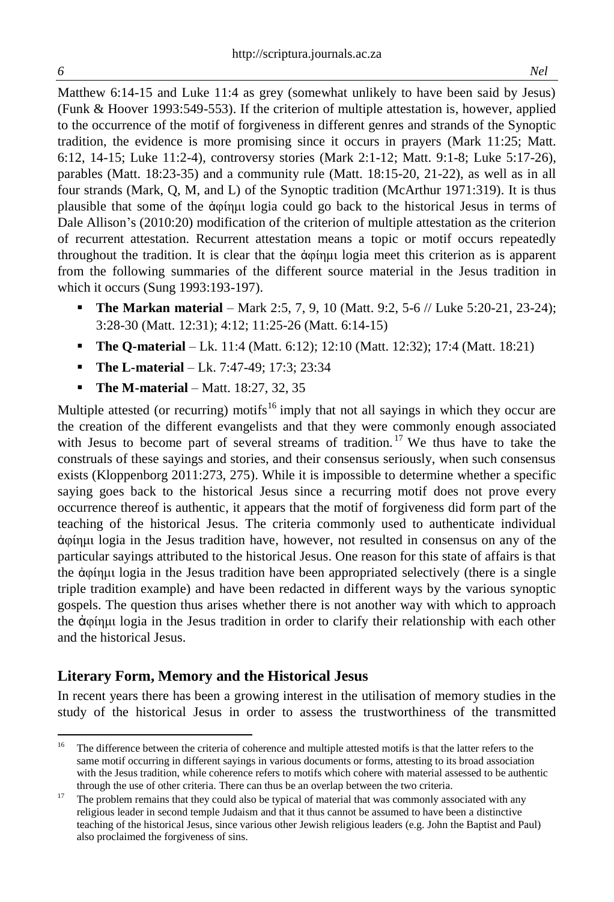Matthew 6:14-15 and Luke 11:4 as grey (somewhat unlikely to have been said by Jesus) (Funk & Hoover 1993:549-553). If the criterion of multiple attestation is, however, applied to the occurrence of the motif of forgiveness in different genres and strands of the Synoptic tradition, the evidence is more promising since it occurs in prayers (Mark 11:25; Matt. 6:12, 14-15; Luke 11:2-4), controversy stories (Mark 2:1-12; Matt. 9:1-8; Luke 5:17-26), parables (Matt. 18:23-35) and a community rule (Matt. 18:15-20, 21-22), as well as in all four strands (Mark, Q, M, and L) of the Synoptic tradition (McArthur 1971:319). It is thus plausible that some of the ἀφίημι logia could go back to the historical Jesus in terms of Dale Allison's (2010:20) modification of the criterion of multiple attestation as the criterion of recurrent attestation. Recurrent attestation means a topic or motif occurs repeatedly throughout the tradition. It is clear that the ἀφίημι logia meet this criterion as is apparent from the following summaries of the different source material in the Jesus tradition in which it occurs (Sung 1993:193-197).

- **The Markan material** – Mark 2:5, 7, 9, 10 (Matt. 9:2, 5-6 // Luke 5:20-21, 23-24); 3:28-30 (Matt. 12:31); 4:12; 11:25-26 (Matt. 6:14-15)
- **The Q-material** – Lk. 11:4 (Matt. 6:12); 12:10 (Matt. 12:32); 17:4 (Matt. 18:21)
- **The L-material** – Lk. 7:47-49; 17:3; 23:34
- **The M-material** – Matt. 18:27, 32, 35

Multiple attested (or recurring) motifs[16] imply that not all sayings in which they occur are the creation of the different evangelists and that they were commonly enough associated with Jesus to become part of several streams of tradition.[17] We thus have to take the construals of these sayings and stories, and their consensus seriously, when such consensus exists (Kloppenborg 2011:273, 275). While it is impossible to determine whether a specific saying goes back to the historical Jesus since a recurring motif does not prove every occurrence thereof is authentic, it appears that the motif of forgiveness did form part of the teaching of the historical Jesus. The criteria commonly used to authenticate individual ἀφίημι logia in the Jesus tradition have, however, not resulted in consensus on any of the particular sayings attributed to the historical Jesus. One reason for this state of affairs is that the ἀφίημι logia in the Jesus tradition have been appropriated selectively (there is a single triple tradition example) and have been redacted in different ways by the various synoptic gospels. The question thus arises whether there is not another way with which to approach the ἀφίημι logia in the Jesus tradition in order to clarify their relationship with each other and the historical Jesus.

## Literary Form, Memory and the Historical Jesus

In recent years there has been a growing interest in the utilisation of memory studies in the study of the historical Jesus in order to assess the trustworthiness of the transmitted

---

[16] The difference between the criteria of coherence and multiple attested motifs is that the latter refers to the same motif occurring in different sayings in various documents or forms, attesting to its broad association with the Jesus tradition, while coherence refers to motifs which cohere with material assessed to be authentic through the use of other criteria. There can thus be an overlap between the two criteria.

[17] The problem remains that they could also be typical of material that was commonly associated with any religious leader in second temple Judaism and that it thus cannot be assumed to have been a distinctive teaching of the historical Jesus, since various other Jewish religious leaders (e.g. John the Baptist and Paul) also proclaimed the forgiveness of sins.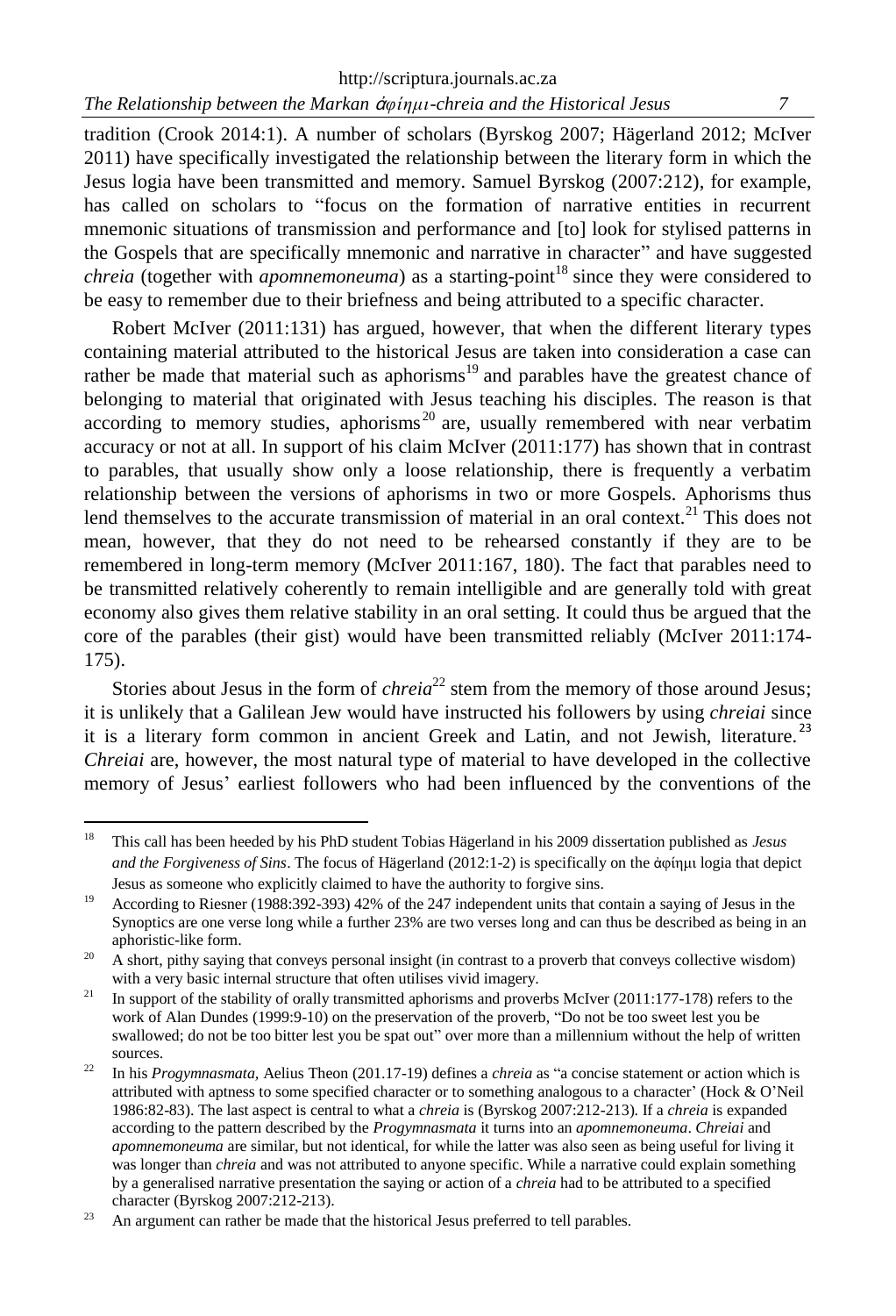tradition (Crook 2014:1). A number of scholars (Byrskog 2007; Hägerland 2012; McIver 2011) have specifically investigated the relationship between the literary form in which the Jesus logia have been transmitted and memory. Samuel Byrskog (2007:212), for example, has called on scholars to "focus on the formation of narrative entities in recurrent mnemonic situations of transmission and performance and [to] look for stylised patterns in the Gospels that are specifically mnemonic and narrative in character" and have suggested *chreia* (together with *apomnemoneuma*) as a starting-point[18] since they were considered to be easy to remember due to their briefness and being attributed to a specific character.

Robert McIver (2011:131) has argued, however, that when the different literary types containing material attributed to the historical Jesus are taken into consideration a case can rather be made that material such as aphorisms[19] and parables have the greatest chance of belonging to material that originated with Jesus teaching his disciples. The reason is that according to memory studies, aphorisms[20] are, usually remembered with near verbatim accuracy or not at all. In support of his claim McIver (2011:177) has shown that in contrast to parables, that usually show only a loose relationship, there is frequently a verbatim relationship between the versions of aphorisms in two or more Gospels. Aphorisms thus lend themselves to the accurate transmission of material in an oral context.[21] This does not mean, however, that they do not need to be rehearsed constantly if they are to be remembered in long-term memory (McIver 2011:167, 180). The fact that parables need to be transmitted relatively coherently to remain intelligible and are generally told with great economy also gives them relative stability in an oral setting. It could thus be argued that the core of the parables (their gist) would have been transmitted reliably (McIver 2011:174-175).

Stories about Jesus in the form of *chreia*[22] stem from the memory of those around Jesus; it is unlikely that a Galilean Jew would have instructed his followers by using *chreiai* since it is a literary form common in ancient Greek and Latin, and not Jewish, literature.[23] *Chreiai* are, however, the most natural type of material to have developed in the collective memory of Jesus' earliest followers who had been influenced by the conventions of the

---

[18] This call has been heeded by his PhD student Tobias Hägerland in his 2009 dissertation published as *Jesus and the Forgiveness of Sins*. The focus of Hägerland (2012:1-2) is specifically on the ἀφίημι logia that depict Jesus as someone who explicitly claimed to have the authority to forgive sins.

[19] According to Riesner (1988:392-393) 42% of the 247 independent units that contain a saying of Jesus in the Synoptics are one verse long while a further 23% are two verses long and can thus be described as being in an aphoristic-like form.

[20] A short, pithy saying that conveys personal insight (in contrast to a proverb that conveys collective wisdom) with a very basic internal structure that often utilises vivid imagery.

[21] In support of the stability of orally transmitted aphorisms and proverbs McIver (2011:177-178) refers to the work of Alan Dundes (1999:9-10) on the preservation of the proverb, "Do not be too sweet lest you be swallowed; do not be too bitter lest you be spat out" over more than a millennium without the help of written sources.

[22] In his *Progymnasmata*, Aelius Theon (201.17-19) defines a *chreia* as "a concise statement or action which is attributed with aptness to some specified character or to something analogous to a character' (Hock & O'Neil 1986:82-83). The last aspect is central to what a *chreia* is (Byrskog 2007:212-213). If a *chreia* is expanded according to the pattern described by the *Progymnasmata* it turns into an *apomnemoneuma*. *Chreiai* and *apomnemoneuma* are similar, but not identical, for while the latter was also seen as being useful for living it was longer than *chreia* and was not attributed to anyone specific. While a narrative could explain something by a generalised narrative presentation the saying or action of a *chreia* had to be attributed to a specified character (Byrskog 2007:212-213).

[23] An argument can rather be made that the historical Jesus preferred to tell parables.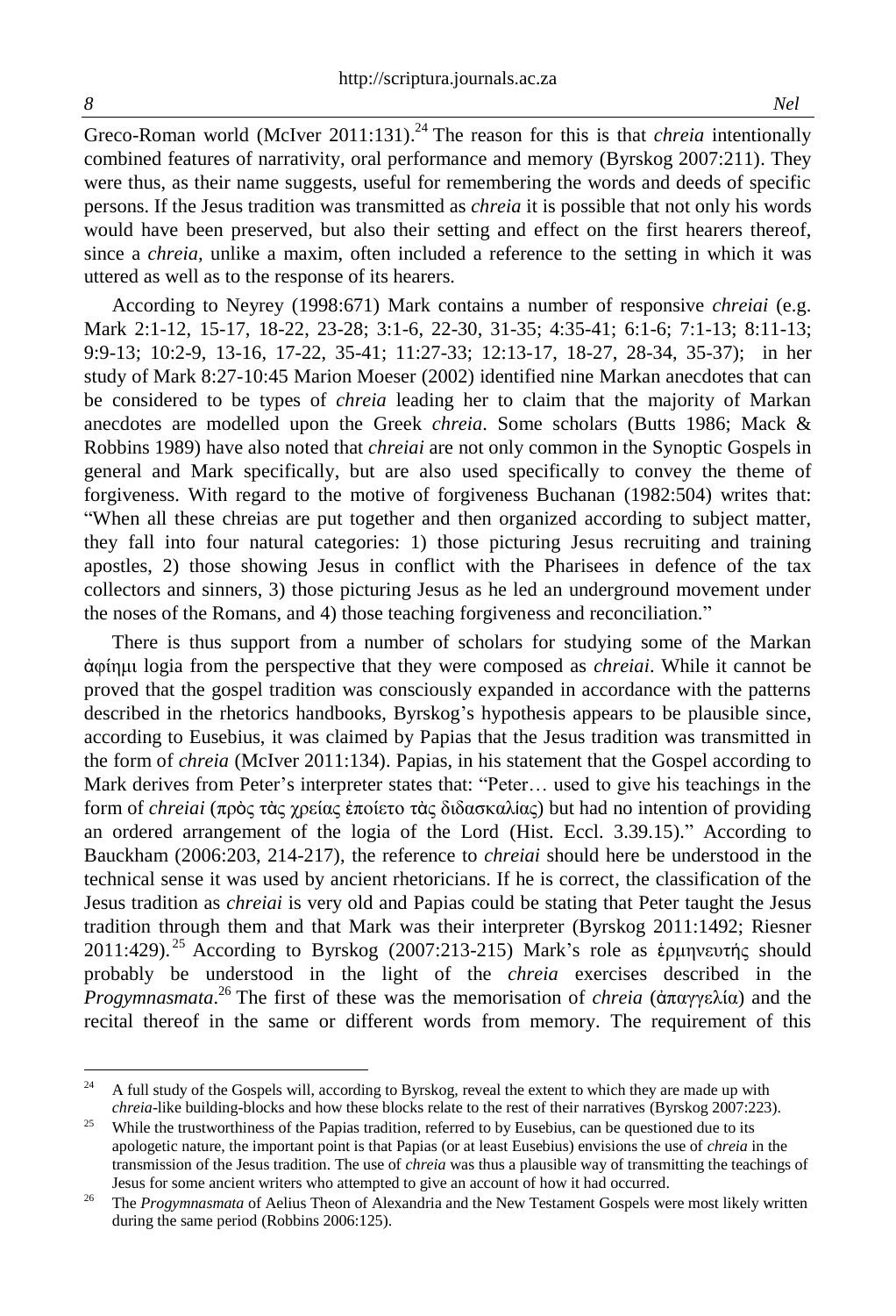Greco-Roman world (McIver 2011:131).[24] The reason for this is that *chreia* intentionally combined features of narrativity, oral performance and memory (Byrskog 2007:211). They were thus, as their name suggests, useful for remembering the words and deeds of specific persons. If the Jesus tradition was transmitted as *chreia* it is possible that not only his words would have been preserved, but also their setting and effect on the first hearers thereof, since a *chreia*, unlike a maxim, often included a reference to the setting in which it was uttered as well as to the response of its hearers.

According to Neyrey (1998:671) Mark contains a number of responsive *chreiai* (e.g. Mark 2:1-12, 15-17, 18-22, 23-28; 3:1-6, 22-30, 31-35; 4:35-41; 6:1-6; 7:1-13; 8:11-13; 9:9-13; 10:2-9, 13-16, 17-22, 35-41; 11:27-33; 12:13-17, 18-27, 28-34, 35-37); in her study of Mark 8:27-10:45 Marion Moeser (2002) identified nine Markan anecdotes that can be considered to be types of *chreia* leading her to claim that the majority of Markan anecdotes are modelled upon the Greek *chreia*. Some scholars (Butts 1986; Mack & Robbins 1989) have also noted that *chreiai* are not only common in the Synoptic Gospels in general and Mark specifically, but are also used specifically to convey the theme of forgiveness. With regard to the motive of forgiveness Buchanan (1982:504) writes that: "When all these chreias are put together and then organized according to subject matter, they fall into four natural categories: 1) those picturing Jesus recruiting and training apostles, 2) those showing Jesus in conflict with the Pharisees in defence of the tax collectors and sinners, 3) those picturing Jesus as he led an underground movement under the noses of the Romans, and 4) those teaching forgiveness and reconciliation."

There is thus support from a number of scholars for studying some of the Markan ἀφίημι logia from the perspective that they were composed as *chreiai*. While it cannot be proved that the gospel tradition was consciously expanded in accordance with the patterns described in the rhetorics handbooks, Byrskog's hypothesis appears to be plausible since, according to Eusebius, it was claimed by Papias that the Jesus tradition was transmitted in the form of *chreia* (McIver 2011:134). Papias, in his statement that the Gospel according to Mark derives from Peter's interpreter states that: "Peter… used to give his teachings in the form of *chreiai* (πρὸς τὰς χρείας ἐποίετο τὰς διδασκαλίας) but had no intention of providing an ordered arrangement of the logia of the Lord (Hist. Eccl. 3.39.15)." According to Bauckham (2006:203, 214-217), the reference to *chreiai* should here be understood in the technical sense it was used by ancient rhetoricians. If he is correct, the classification of the Jesus tradition as *chreiai* is very old and Papias could be stating that Peter taught the Jesus tradition through them and that Mark was their interpreter (Byrskog 2011:1492; Riesner 2011:429).[25] According to Byrskog (2007:213-215) Mark's role as ἑρμηνευτής should probably be understood in the light of the *chreia* exercises described in the *Progymnasmata*.[26] The first of these was the memorisation of *chreia* (ἀπαγγελία) and the recital thereof in the same or different words from memory. The requirement of this

[24] A full study of the Gospels will, according to Byrskog, reveal the extent to which they are made up with *chreia*-like building-blocks and how these blocks relate to the rest of their narratives (Byrskog 2007:223).

[25] While the trustworthiness of the Papias tradition, referred to by Eusebius, can be questioned due to its apologetic nature, the important point is that Papias (or at least Eusebius) envisions the use of *chreia* in the transmission of the Jesus tradition. The use of *chreia* was thus a plausible way of transmitting the teachings of Jesus for some ancient writers who attempted to give an account of how it had occurred.

[26] The *Progymnasmata* of Aelius Theon of Alexandria and the New Testament Gospels were most likely written during the same period (Robbins 2006:125).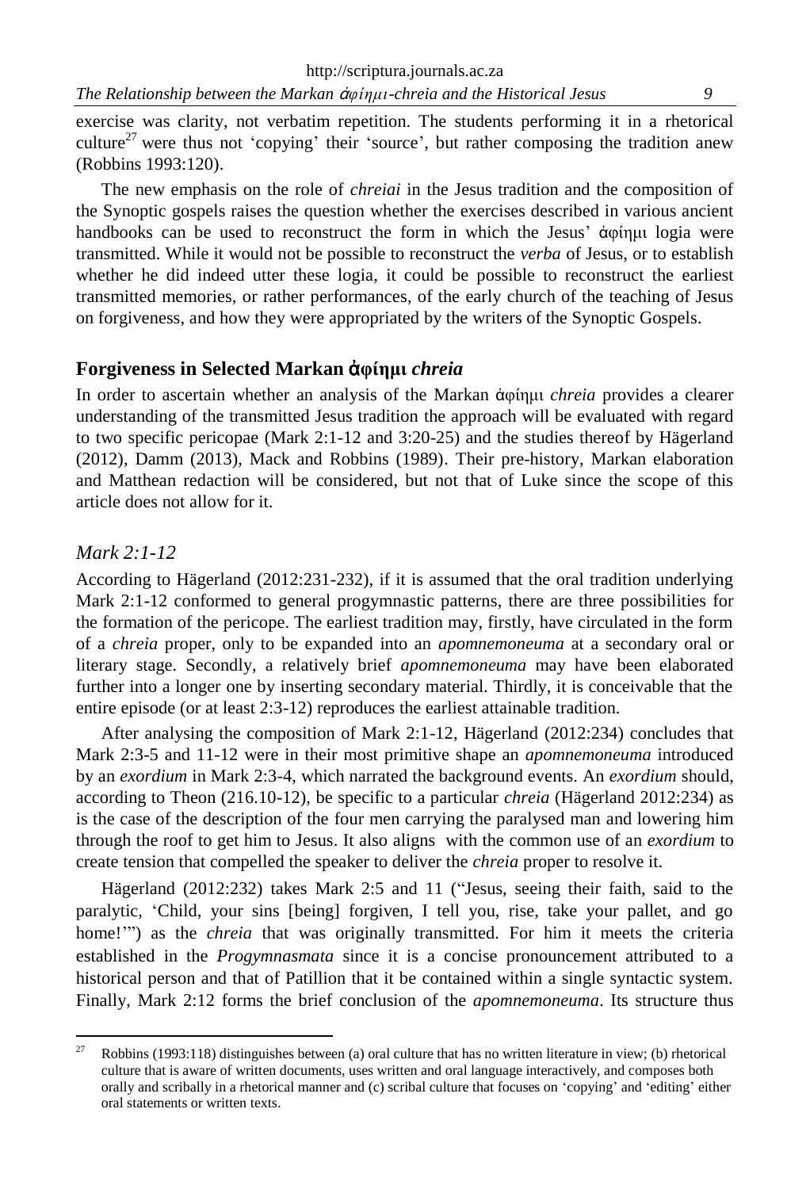exercise was clarity, not verbatim repetition. The students performing it in a rhetorical culture[27] were thus not 'copying' their 'source', but rather composing the tradition anew (Robbins 1993:120).

The new emphasis on the role of *chreiai* in the Jesus tradition and the composition of the Synoptic gospels raises the question whether the exercises described in various ancient handbooks can be used to reconstruct the form in which the Jesus' ἀφίημι logia were transmitted. While it would not be possible to reconstruct the *verba* of Jesus, or to establish whether he did indeed utter these logia, it could be possible to reconstruct the earliest transmitted memories, or rather performances, of the early church of the teaching of Jesus on forgiveness, and how they were appropriated by the writers of the Synoptic Gospels.

## Forgiveness in Selected Markan ἀφίημι *chreia*

In order to ascertain whether an analysis of the Markan ἀφίημι *chreia* provides a clearer understanding of the transmitted Jesus tradition the approach will be evaluated with regard to two specific pericopae (Mark 2:1-12 and 3:20-25) and the studies thereof by Hägerland (2012), Damm (2013), Mack and Robbins (1989). Their pre-history, Markan elaboration and Matthean redaction will be considered, but not that of Luke since the scope of this article does not allow for it.

### *Mark 2:1-12*

According to Hägerland (2012:231-232), if it is assumed that the oral tradition underlying Mark 2:1-12 conformed to general progymnastic patterns, there are three possibilities for the formation of the pericope. The earliest tradition may, firstly, have circulated in the form of a *chreia* proper, only to be expanded into an *apomnemoneuma* at a secondary oral or literary stage. Secondly, a relatively brief *apomnemoneuma* may have been elaborated further into a longer one by inserting secondary material. Thirdly, it is conceivable that the entire episode (or at least 2:3-12) reproduces the earliest attainable tradition.

After analysing the composition of Mark 2:1-12, Hägerland (2012:234) concludes that Mark 2:3-5 and 11-12 were in their most primitive shape an *apomnemoneuma* introduced by an *exordium* in Mark 2:3-4, which narrated the background events. An *exordium* should, according to Theon (216.10-12), be specific to a particular *chreia* (Hägerland 2012:234) as is the case of the description of the four men carrying the paralysed man and lowering him through the roof to get him to Jesus. It also aligns with the common use of an *exordium* to create tension that compelled the speaker to deliver the *chreia* proper to resolve it.

Hägerland (2012:232) takes Mark 2:5 and 11 ("Jesus, seeing their faith, said to the paralytic, 'Child, your sins [being] forgiven, I tell you, rise, take your pallet, and go home!'") as the *chreia* that was originally transmitted. For him it meets the criteria established in the *Progymnasmata* since it is a concise pronouncement attributed to a historical person and that of Patillion that it be contained within a single syntactic system. Finally, Mark 2:12 forms the brief conclusion of the *apomnemoneuma*. Its structure thus

---

[27] Robbins (1993:118) distinguishes between (a) oral culture that has no written literature in view; (b) rhetorical culture that is aware of written documents, uses written and oral language interactively, and composes both orally and scribally in a rhetorical manner and (c) scribal culture that focuses on 'copying' and 'editing' either oral statements or written texts.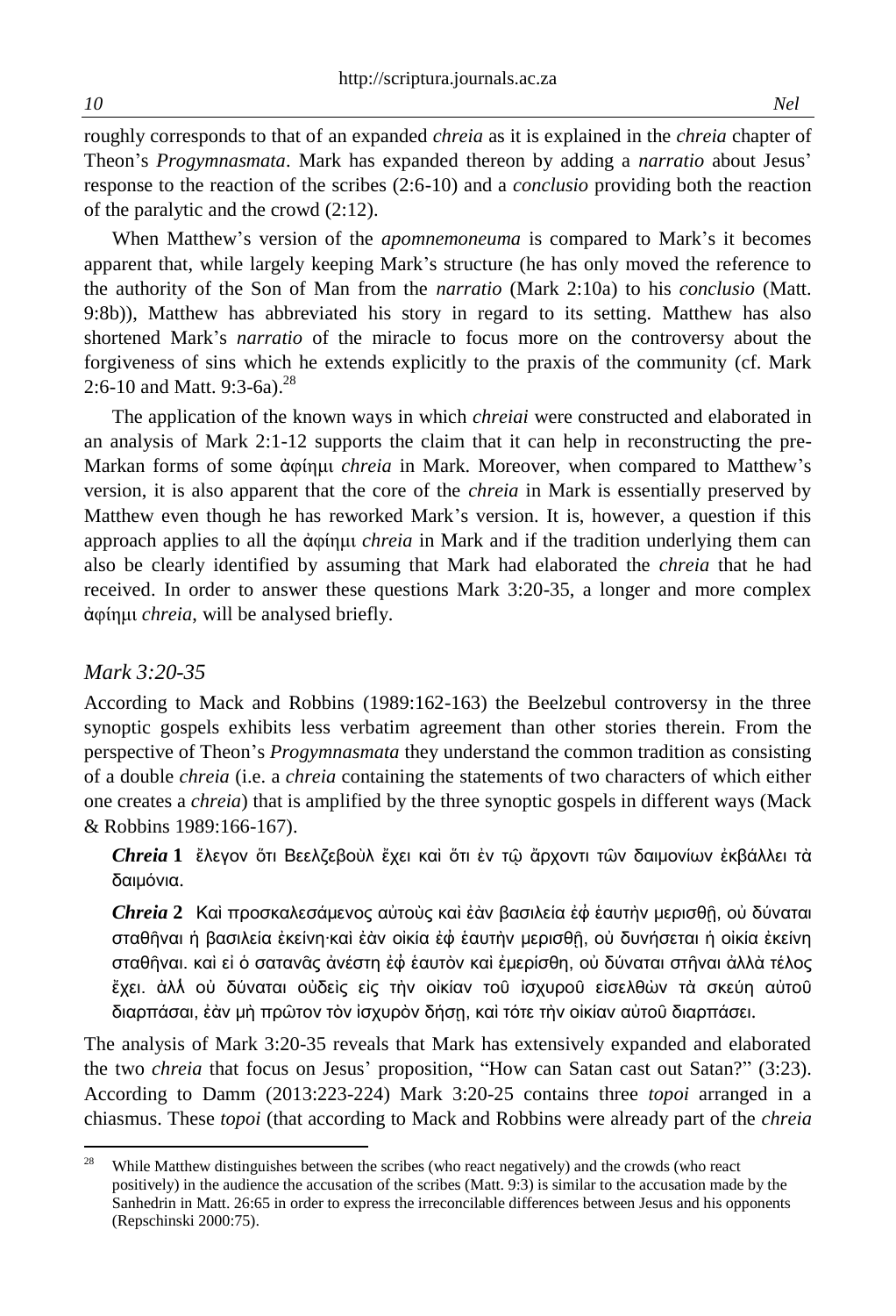roughly corresponds to that of an expanded *chreia* as it is explained in the *chreia* chapter of Theon's *Progymnasmata*. Mark has expanded thereon by adding a *narratio* about Jesus' response to the reaction of the scribes (2:6-10) and a *conclusio* providing both the reaction of the paralytic and the crowd (2:12).

When Matthew's version of the *apomnemoneuma* is compared to Mark's it becomes apparent that, while largely keeping Mark's structure (he has only moved the reference to the authority of the Son of Man from the *narratio* (Mark 2:10a) to his *conclusio* (Matt. 9:8b)), Matthew has abbreviated his story in regard to its setting. Matthew has also shortened Mark's *narratio* of the miracle to focus more on the controversy about the forgiveness of sins which he extends explicitly to the praxis of the community (cf. Mark 2:6-10 and Matt. 9:3-6a).[28]

The application of the known ways in which *chreiai* were constructed and elaborated in an analysis of Mark 2:1-12 supports the claim that it can help in reconstructing the pre-Markan forms of some ἀφίημι *chreia* in Mark. Moreover, when compared to Matthew's version, it is also apparent that the core of the *chreia* in Mark is essentially preserved by Matthew even though he has reworked Mark's version. It is, however, a question if this approach applies to all the ἀφίημι *chreia* in Mark and if the tradition underlying them can also be clearly identified by assuming that Mark had elaborated the *chreia* that he had received. In order to answer these questions Mark 3:20-35, a longer and more complex ἀφίημι *chreia*, will be analysed briefly.

### *Mark 3:20-35*

According to Mack and Robbins (1989:162-163) the Beelzebul controversy in the three synoptic gospels exhibits less verbatim agreement than other stories therein. From the perspective of Theon's *Progymnasmata* they understand the common tradition as consisting of a double *chreia* (i.e. a *chreia* containing the statements of two characters of which either one creates a *chreia*) that is amplified by the three synoptic gospels in different ways (Mack & Robbins 1989:166-167).

> ***Chreia* 1** ἔλεγον ὅτι Βεελζεβοὺλ ἔχει καὶ ὅτι ἐν τῷ ἄρχοντι τῶν δαιμονίων ἐκβάλλει τὰ δαιμόνια.
>
> ***Chreia* 2** Καὶ προσκαλεσάμενος αὐτοὺς καὶ ἐὰν βασιλεία ἐφ᾽ ἑαυτὴν μερισθῇ, οὐ δύναται σταθῆναι ἡ βασιλεία ἐκείνη·καὶ ἐὰν οἰκία ἐφ᾽ ἑαυτὴν μερισθῇ, οὐ δυνήσεται ἡ οἰκία ἐκείνη σταθῆναι. καὶ εἰ ὁ σατανᾶς ἀνέστη ἐφ᾽ ἑαυτὸν καὶ ἐμερίσθη, οὐ δύναται στῆναι ἀλλὰ τέλος ἔχει. ἀλλ᾽ οὐ δύναται οὐδεὶς εἰς τὴν οἰκίαν τοῦ ἰσχυροῦ εἰσελθὼν τὰ σκεύη αὐτοῦ διαρπάσαι, ἐὰν μὴ πρῶτον τὸν ἰσχυρὸν δήσῃ, καὶ τότε τὴν οἰκίαν αὐτοῦ διαρπάσει.

The analysis of Mark 3:20-35 reveals that Mark has extensively expanded and elaborated the two *chreia* that focus on Jesus' proposition, "How can Satan cast out Satan?" (3:23). According to Damm (2013:223-224) Mark 3:20-25 contains three *topoi* arranged in a chiasmus. These *topoi* (that according to Mack and Robbins were already part of the *chreia*

[28] While Matthew distinguishes between the scribes (who react negatively) and the crowds (who react positively) in the audience the accusation of the scribes (Matt. 9:3) is similar to the accusation made by the Sanhedrin in Matt. 26:65 in order to express the irreconcilable differences between Jesus and his opponents (Repschinski 2000:75).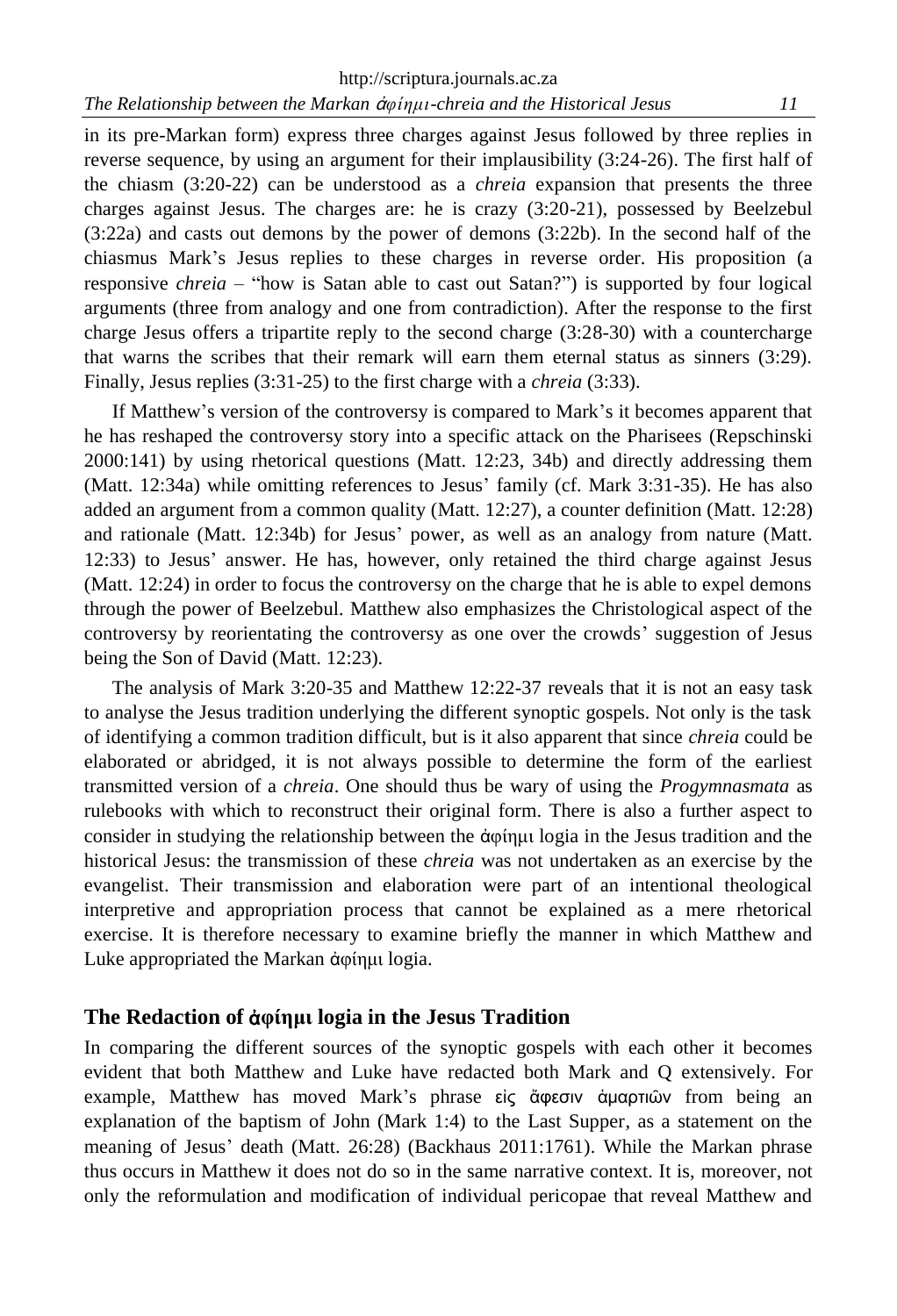in its pre-Markan form) express three charges against Jesus followed by three replies in reverse sequence, by using an argument for their implausibility (3:24-26). The first half of the chiasm (3:20-22) can be understood as a *chreia* expansion that presents the three charges against Jesus. The charges are: he is crazy (3:20-21), possessed by Beelzebul (3:22a) and casts out demons by the power of demons (3:22b). In the second half of the chiasmus Mark's Jesus replies to these charges in reverse order. His proposition (a responsive *chreia* – "how is Satan able to cast out Satan?") is supported by four logical arguments (three from analogy and one from contradiction). After the response to the first charge Jesus offers a tripartite reply to the second charge (3:28-30) with a countercharge that warns the scribes that their remark will earn them eternal status as sinners (3:29). Finally, Jesus replies (3:31-25) to the first charge with a *chreia* (3:33).

If Matthew's version of the controversy is compared to Mark's it becomes apparent that he has reshaped the controversy story into a specific attack on the Pharisees (Repschinski 2000:141) by using rhetorical questions (Matt. 12:23, 34b) and directly addressing them (Matt. 12:34a) while omitting references to Jesus' family (cf. Mark 3:31-35). He has also added an argument from a common quality (Matt. 12:27), a counter definition (Matt. 12:28) and rationale (Matt. 12:34b) for Jesus' power, as well as an analogy from nature (Matt. 12:33) to Jesus' answer. He has, however, only retained the third charge against Jesus (Matt. 12:24) in order to focus the controversy on the charge that he is able to expel demons through the power of Beelzebul. Matthew also emphasizes the Christological aspect of the controversy by reorientating the controversy as one over the crowds' suggestion of Jesus being the Son of David (Matt. 12:23).

The analysis of Mark 3:20-35 and Matthew 12:22-37 reveals that it is not an easy task to analyse the Jesus tradition underlying the different synoptic gospels. Not only is the task of identifying a common tradition difficult, but is it also apparent that since *chreia* could be elaborated or abridged, it is not always possible to determine the form of the earliest transmitted version of a *chreia*. One should thus be wary of using the *Progymnasmata* as rulebooks with which to reconstruct their original form. There is also a further aspect to consider in studying the relationship between the ἀφίημι logia in the Jesus tradition and the historical Jesus: the transmission of these *chreia* was not undertaken as an exercise by the evangelist. Their transmission and elaboration were part of an intentional theological interpretive and appropriation process that cannot be explained as a mere rhetorical exercise. It is therefore necessary to examine briefly the manner in which Matthew and Luke appropriated the Markan ἀφίημι logia.

## The Redaction of ἀφίημι logia in the Jesus Tradition

In comparing the different sources of the synoptic gospels with each other it becomes evident that both Matthew and Luke have redacted both Mark and Q extensively. For example, Matthew has moved Mark's phrase εἰς ἄφεσιν ἁμαρτιῶν from being an explanation of the baptism of John (Mark 1:4) to the Last Supper, as a statement on the meaning of Jesus' death (Matt. 26:28) (Backhaus 2011:1761). While the Markan phrase thus occurs in Matthew it does not do so in the same narrative context. It is, moreover, not only the reformulation and modification of individual pericopae that reveal Matthew and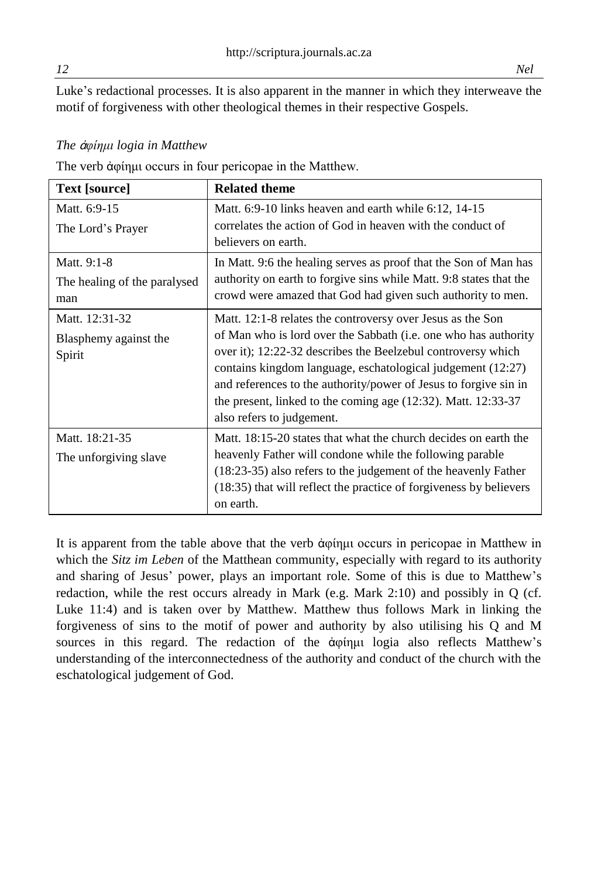Luke's redactional processes. It is also apparent in the manner in which they interweave the motif of forgiveness with other theological themes in their respective Gospels.

### *The ἀφίημι logia in Matthew*

The verb ἀφίημι occurs in four pericopae in the Matthew.

| Text [source] | Related theme |
|---|---|
| Matt. 6:9-15<br>The Lord's Prayer | Matt. 6:9-10 links heaven and earth while 6:12, 14-15 correlates the action of God in heaven with the conduct of believers on earth. |
| Matt. 9:1-8<br>The healing of the paralysed man | In Matt. 9:6 the healing serves as proof that the Son of Man has authority on earth to forgive sins while Matt. 9:8 states that the crowd were amazed that God had given such authority to men. |
| Matt. 12:31-32<br>Blasphemy against the Spirit | Matt. 12:1-8 relates the controversy over Jesus as the Son of Man who is lord over the Sabbath (i.e. one who has authority over it); 12:22-32 describes the Beelzebul controversy which contains kingdom language, eschatological judgement (12:27) and references to the authority/power of Jesus to forgive sin in the present, linked to the coming age (12:32). Matt. 12:33-37 also refers to judgement. |
| Matt. 18:21-35<br>The unforgiving slave | Matt. 18:15-20 states that what the church decides on earth the heavenly Father will condone while the following parable (18:23-35) also refers to the judgement of the heavenly Father (18:35) that will reflect the practice of forgiveness by believers on earth. |

It is apparent from the table above that the verb ἀφίημι occurs in pericopae in Matthew in which the *Sitz im Leben* of the Matthean community, especially with regard to its authority and sharing of Jesus' power, plays an important role. Some of this is due to Matthew's redaction, while the rest occurs already in Mark (e.g. Mark 2:10) and possibly in Q (cf. Luke 11:4) and is taken over by Matthew. Matthew thus follows Mark in linking the forgiveness of sins to the motif of power and authority by also utilising his Q and M sources in this regard. The redaction of the ἀφίημι logia also reflects Matthew's understanding of the interconnectedness of the authority and conduct of the church with the eschatological judgement of God.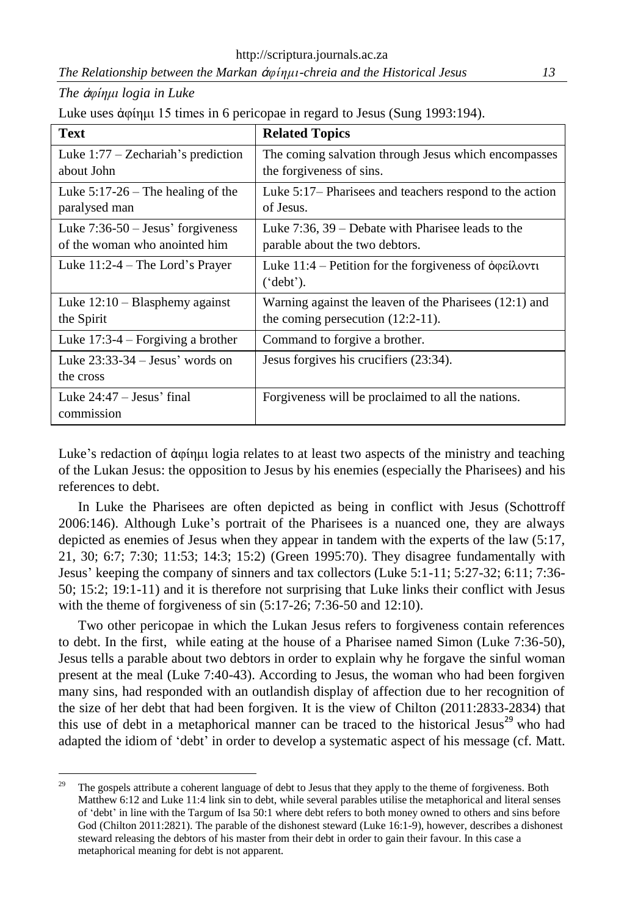*The ἀφίημι logia in Luke*

Luke uses ἀφίημι 15 times in 6 pericopae in regard to Jesus (Sung 1993:194).

| Text | Related Topics |
|---|---|
| Luke 1:77 – Zechariah's prediction about John | The coming salvation through Jesus which encompasses the forgiveness of sins. |
| Luke 5:17-26 – The healing of the paralysed man | Luke 5:17– Pharisees and teachers respond to the action of Jesus. |
| Luke 7:36-50 – Jesus' forgiveness of the woman who anointed him | Luke 7:36, 39 – Debate with Pharisee leads to the parable about the two debtors. |
| Luke 11:2-4 – The Lord's Prayer | Luke 11:4 – Petition for the forgiveness of ὀφείλοντι ('debt'). |
| Luke 12:10 – Blasphemy against the Spirit | Warning against the leaven of the Pharisees (12:1) and the coming persecution (12:2-11). |
| Luke 17:3-4 – Forgiving a brother | Command to forgive a brother. |
| Luke 23:33-34 – Jesus' words on the cross | Jesus forgives his crucifiers (23:34). |
| Luke 24:47 – Jesus' final commission | Forgiveness will be proclaimed to all the nations. |

Luke's redaction of ἀφίημι logia relates to at least two aspects of the ministry and teaching of the Lukan Jesus: the opposition to Jesus by his enemies (especially the Pharisees) and his references to debt.

In Luke the Pharisees are often depicted as being in conflict with Jesus (Schottroff 2006:146). Although Luke's portrait of the Pharisees is a nuanced one, they are always depicted as enemies of Jesus when they appear in tandem with the experts of the law (5:17, 21, 30; 6:7; 7:30; 11:53; 14:3; 15:2) (Green 1995:70). They disagree fundamentally with Jesus' keeping the company of sinners and tax collectors (Luke 5:1-11; 5:27-32; 6:11; 7:36-50; 15:2; 19:1-11) and it is therefore not surprising that Luke links their conflict with Jesus with the theme of forgiveness of sin (5:17-26; 7:36-50 and 12:10).

Two other pericopae in which the Lukan Jesus refers to forgiveness contain references to debt. In the first, while eating at the house of a Pharisee named Simon (Luke 7:36-50), Jesus tells a parable about two debtors in order to explain why he forgave the sinful woman present at the meal (Luke 7:40-43). According to Jesus, the woman who had been forgiven many sins, had responded with an outlandish display of affection due to her recognition of the size of her debt that had been forgiven. It is the view of Chilton (2011:2833-2834) that this use of debt in a metaphorical manner can be traced to the historical Jesus[29] who had adapted the idiom of 'debt' in order to develop a systematic aspect of his message (cf. Matt.

[29] The gospels attribute a coherent language of debt to Jesus that they apply to the theme of forgiveness. Both Matthew 6:12 and Luke 11:4 link sin to debt, while several parables utilise the metaphorical and literal senses of 'debt' in line with the Targum of Isa 50:1 where debt refers to both money owned to others and sins before God (Chilton 2011:2821). The parable of the dishonest steward (Luke 16:1-9), however, describes a dishonest steward releasing the debtors of his master from their debt in order to gain their favour. In this case a metaphorical meaning for debt is not apparent.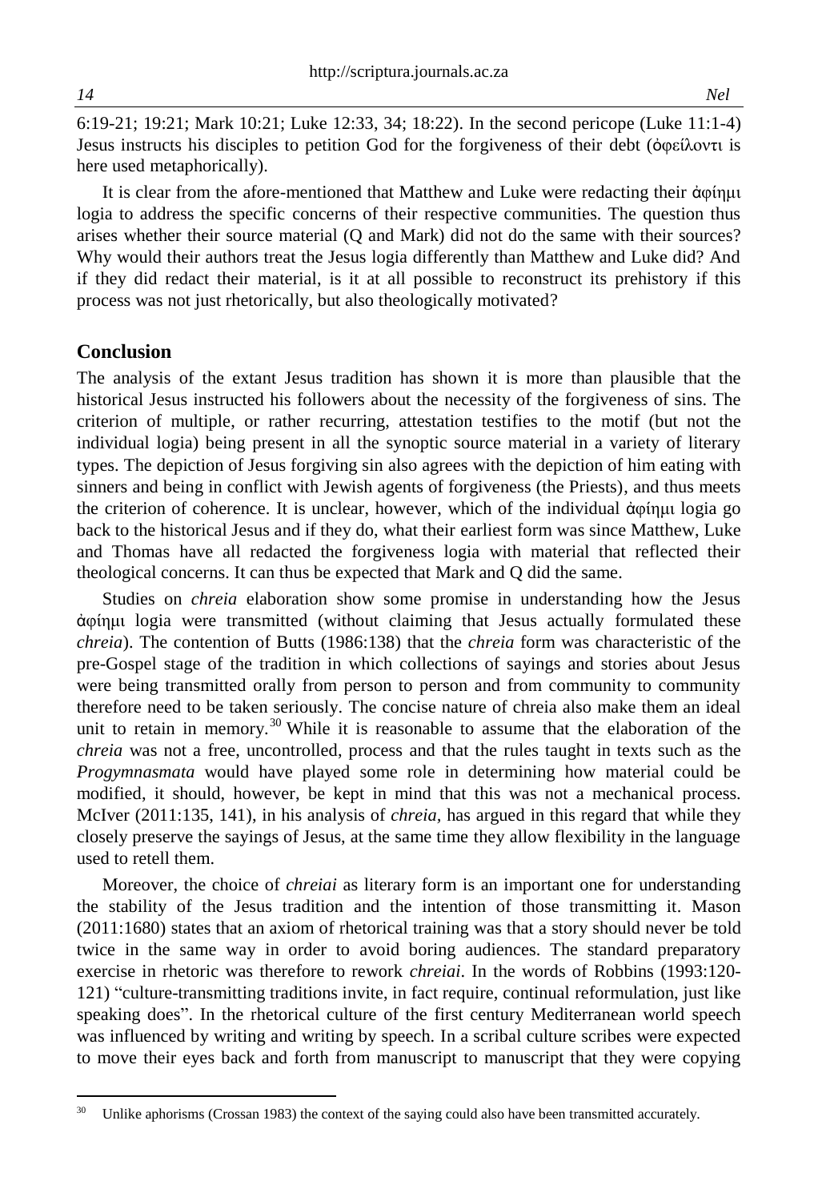6:19-21; 19:21; Mark 10:21; Luke 12:33, 34; 18:22). In the second pericope (Luke 11:1-4) Jesus instructs his disciples to petition God for the forgiveness of their debt (ὀφείλοντι is here used metaphorically).

It is clear from the afore-mentioned that Matthew and Luke were redacting their ἀφίημι logia to address the specific concerns of their respective communities. The question thus arises whether their source material (Q and Mark) did not do the same with their sources? Why would their authors treat the Jesus logia differently than Matthew and Luke did? And if they did redact their material, is it at all possible to reconstruct its prehistory if this process was not just rhetorically, but also theologically motivated?

## Conclusion

The analysis of the extant Jesus tradition has shown it is more than plausible that the historical Jesus instructed his followers about the necessity of the forgiveness of sins. The criterion of multiple, or rather recurring, attestation testifies to the motif (but not the individual logia) being present in all the synoptic source material in a variety of literary types. The depiction of Jesus forgiving sin also agrees with the depiction of him eating with sinners and being in conflict with Jewish agents of forgiveness (the Priests), and thus meets the criterion of coherence. It is unclear, however, which of the individual ἀφίημι logia go back to the historical Jesus and if they do, what their earliest form was since Matthew, Luke and Thomas have all redacted the forgiveness logia with material that reflected their theological concerns. It can thus be expected that Mark and Q did the same.

Studies on *chreia* elaboration show some promise in understanding how the Jesus ἀφίημι logia were transmitted (without claiming that Jesus actually formulated these *chreia*). The contention of Butts (1986:138) that the *chreia* form was characteristic of the pre-Gospel stage of the tradition in which collections of sayings and stories about Jesus were being transmitted orally from person to person and from community to community therefore need to be taken seriously. The concise nature of chreia also make them an ideal unit to retain in memory.[30] While it is reasonable to assume that the elaboration of the *chreia* was not a free, uncontrolled, process and that the rules taught in texts such as the *Progymnasmata* would have played some role in determining how material could be modified, it should, however, be kept in mind that this was not a mechanical process. McIver (2011:135, 141), in his analysis of *chreia*, has argued in this regard that while they closely preserve the sayings of Jesus, at the same time they allow flexibility in the language used to retell them.

Moreover, the choice of *chreiai* as literary form is an important one for understanding the stability of the Jesus tradition and the intention of those transmitting it. Mason (2011:1680) states that an axiom of rhetorical training was that a story should never be told twice in the same way in order to avoid boring audiences. The standard preparatory exercise in rhetoric was therefore to rework *chreiai*. In the words of Robbins (1993:120-121) "culture-transmitting traditions invite, in fact require, continual reformulation, just like speaking does". In the rhetorical culture of the first century Mediterranean world speech was influenced by writing and writing by speech. In a scribal culture scribes were expected to move their eyes back and forth from manuscript to manuscript that they were copying

---

[30] Unlike aphorisms (Crossan 1983) the context of the saying could also have been transmitted accurately.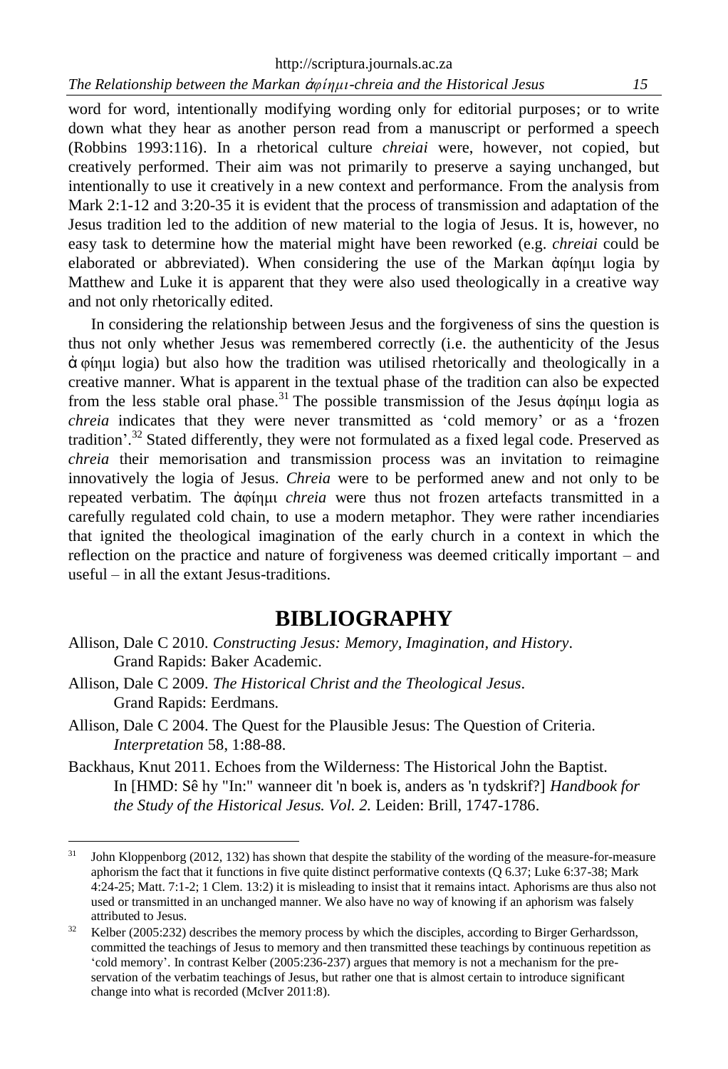word for word, intentionally modifying wording only for editorial purposes; or to write down what they hear as another person read from a manuscript or performed a speech (Robbins 1993:116). In a rhetorical culture *chreiai* were, however, not copied, but creatively performed. Their aim was not primarily to preserve a saying unchanged, but intentionally to use it creatively in a new context and performance. From the analysis from Mark 2:1-12 and 3:20-35 it is evident that the process of transmission and adaptation of the Jesus tradition led to the addition of new material to the logia of Jesus. It is, however, no easy task to determine how the material might have been reworked (e.g. *chreiai* could be elaborated or abbreviated). When considering the use of the Markan ἀφίημι logia by Matthew and Luke it is apparent that they were also used theologically in a creative way and not only rhetorically edited.

In considering the relationship between Jesus and the forgiveness of sins the question is thus not only whether Jesus was remembered correctly (i.e. the authenticity of the Jesus ἀ φίημι logia) but also how the tradition was utilised rhetorically and theologically in a creative manner. What is apparent in the textual phase of the tradition can also be expected from the less stable oral phase.[31] The possible transmission of the Jesus ἀφίημι logia as *chreia* indicates that they were never transmitted as 'cold memory' or as a 'frozen tradition'.[32] Stated differently, they were not formulated as a fixed legal code. Preserved as *chreia* their memorisation and transmission process was an invitation to reimagine innovatively the logia of Jesus. *Chreia* were to be performed anew and not only to be repeated verbatim. The ἀφίημι *chreia* were thus not frozen artefacts transmitted in a carefully regulated cold chain, to use a modern metaphor. They were rather incendiaries that ignited the theological imagination of the early church in a context in which the reflection on the practice and nature of forgiveness was deemed critically important – and useful – in all the extant Jesus-traditions.

# BIBLIOGRAPHY

Allison, Dale C 2010. *Constructing Jesus: Memory, Imagination, and History*. Grand Rapids: Baker Academic.

Allison, Dale C 2009. *The Historical Christ and the Theological Jesus*. Grand Rapids: Eerdmans.

Allison, Dale C 2004. The Quest for the Plausible Jesus: The Question of Criteria. *Interpretation* 58, 1:88-88.

Backhaus, Knut 2011. Echoes from the Wilderness: The Historical John the Baptist. In [HMD: Sê hy "In:" wanneer dit 'n boek is, anders as 'n tydskrif?] *Handbook for the Study of the Historical Jesus. Vol. 2.* Leiden: Brill, 1747-1786.

---

[31] John Kloppenborg (2012, 132) has shown that despite the stability of the wording of the measure-for-measure aphorism the fact that it functions in five quite distinct performative contexts (Q 6.37; Luke 6:37-38; Mark 4:24-25; Matt. 7:1-2; 1 Clem. 13:2) it is misleading to insist that it remains intact. Aphorisms are thus also not used or transmitted in an unchanged manner. We also have no way of knowing if an aphorism was falsely attributed to Jesus.

[32] Kelber (2005:232) describes the memory process by which the disciples, according to Birger Gerhardsson, committed the teachings of Jesus to memory and then transmitted these teachings by continuous repetition as 'cold memory'. In contrast Kelber (2005:236-237) argues that memory is not a mechanism for the preservation of the verbatim teachings of Jesus, but rather one that is almost certain to introduce significant change into what is recorded (McIver 2011:8).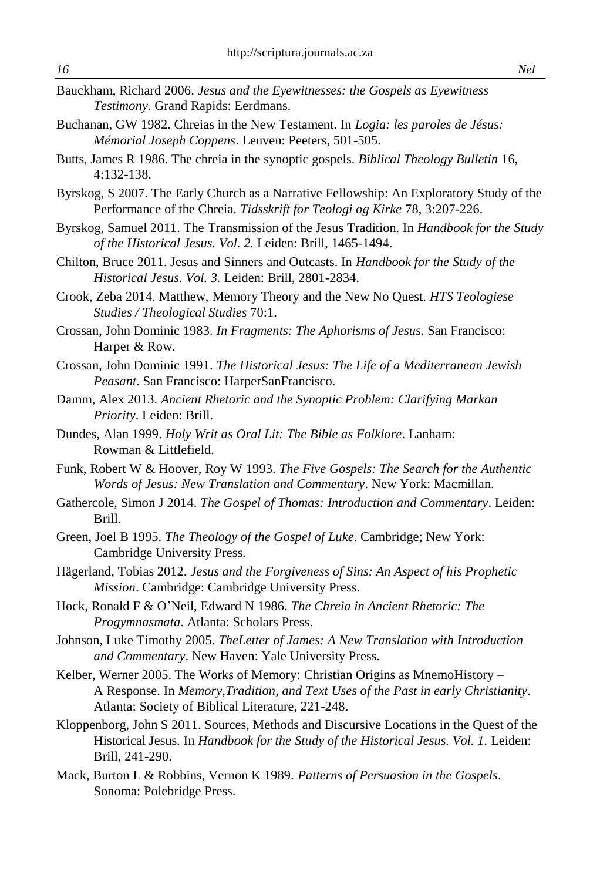Bauckham, Richard 2006. *Jesus and the Eyewitnesses: the Gospels as Eyewitness Testimony*. Grand Rapids: Eerdmans.

Buchanan, GW 1982. Chreias in the New Testament. In *Logia: les paroles de Jésus: Mémorial Joseph Coppens*. Leuven: Peeters, 501-505.

Butts, James R 1986. The chreia in the synoptic gospels. *Biblical Theology Bulletin* 16, 4:132-138.

Byrskog, S 2007. The Early Church as a Narrative Fellowship: An Exploratory Study of the Performance of the Chreia. *Tidsskrift for Teologi og Kirke* 78, 3:207-226.

Byrskog, Samuel 2011. The Transmission of the Jesus Tradition. In *Handbook for the Study of the Historical Jesus. Vol. 2.* Leiden: Brill, 1465-1494.

Chilton, Bruce 2011. Jesus and Sinners and Outcasts. In *Handbook for the Study of the Historical Jesus. Vol. 3.* Leiden: Brill, 2801-2834.

Crook, Zeba 2014. Matthew, Memory Theory and the New No Quest. *HTS Teologiese Studies / Theological Studies* 70:1.

Crossan, John Dominic 1983. *In Fragments: The Aphorisms of Jesus*. San Francisco: Harper & Row.

Crossan, John Dominic 1991. *The Historical Jesus: The Life of a Mediterranean Jewish Peasant*. San Francisco: HarperSanFrancisco.

Damm, Alex 2013. *Ancient Rhetoric and the Synoptic Problem: Clarifying Markan Priority*. Leiden: Brill.

Dundes, Alan 1999. *Holy Writ as Oral Lit: The Bible as Folklore*. Lanham: Rowman & Littlefield.

Funk, Robert W & Hoover, Roy W 1993. *The Five Gospels: The Search for the Authentic Words of Jesus: New Translation and Commentary*. New York: Macmillan.

Gathercole, Simon J 2014. *The Gospel of Thomas: Introduction and Commentary*. Leiden: Brill.

Green, Joel B 1995. *The Theology of the Gospel of Luke*. Cambridge; New York: Cambridge University Press.

Hägerland, Tobias 2012. *Jesus and the Forgiveness of Sins: An Aspect of his Prophetic Mission*. Cambridge: Cambridge University Press.

Hock, Ronald F & O'Neil, Edward N 1986. *The Chreia in Ancient Rhetoric: The Progymnasmata*. Atlanta: Scholars Press.

Johnson, Luke Timothy 2005. *TheLetter of James: A New Translation with Introduction and Commentary*. New Haven: Yale University Press.

Kelber, Werner 2005. The Works of Memory: Christian Origins as MnemoHistory – A Response. In *Memory,Tradition, and Text Uses of the Past in early Christianity*. Atlanta: Society of Biblical Literature, 221-248.

Kloppenborg, John S 2011. Sources, Methods and Discursive Locations in the Quest of the Historical Jesus. In *Handbook for the Study of the Historical Jesus. Vol. 1.* Leiden: Brill, 241-290.

Mack, Burton L & Robbins, Vernon K 1989. *Patterns of Persuasion in the Gospels*. Sonoma: Polebridge Press.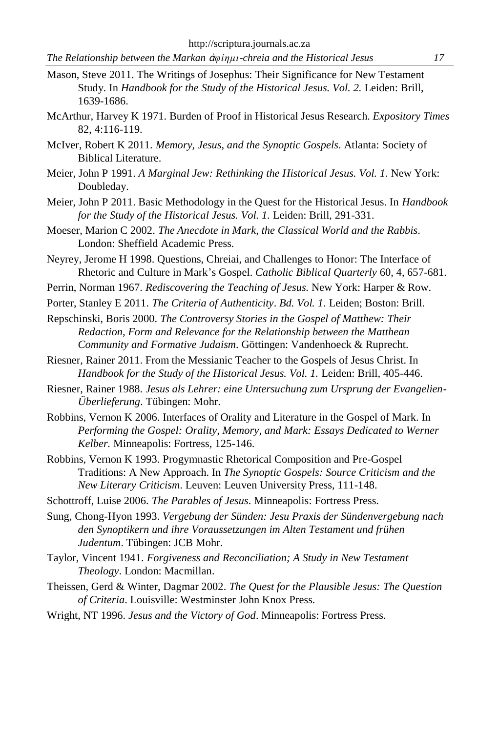Mason, Steve 2011. The Writings of Josephus: Their Significance for New Testament Study. In *Handbook for the Study of the Historical Jesus. Vol. 2.* Leiden: Brill, 1639-1686.

McArthur, Harvey K 1971. Burden of Proof in Historical Jesus Research. *Expository Times* 82, 4:116-119.

McIver, Robert K 2011. *Memory, Jesus, and the Synoptic Gospels*. Atlanta: Society of Biblical Literature.

Meier, John P 1991. *A Marginal Jew: Rethinking the Historical Jesus. Vol. 1.* New York: Doubleday.

Meier, John P 2011. Basic Methodology in the Quest for the Historical Jesus. In *Handbook for the Study of the Historical Jesus. Vol. 1.* Leiden: Brill, 291-331.

Moeser, Marion C 2002. *The Anecdote in Mark, the Classical World and the Rabbis*. London: Sheffield Academic Press.

Neyrey, Jerome H 1998. Questions, Chreiai, and Challenges to Honor: The Interface of Rhetoric and Culture in Mark's Gospel. *Catholic Biblical Quarterly* 60, 4, 657-681.

Perrin, Norman 1967. *Rediscovering the Teaching of Jesus.* New York: Harper & Row.

Porter, Stanley E 2011. *The Criteria of Authenticity*. *Bd. Vol. 1.* Leiden; Boston: Brill.

Repschinski, Boris 2000. *The Controversy Stories in the Gospel of Matthew: Their Redaction, Form and Relevance for the Relationship between the Matthean Community and Formative Judaism*. Göttingen: Vandenhoeck & Ruprecht.

Riesner, Rainer 2011. From the Messianic Teacher to the Gospels of Jesus Christ. In *Handbook for the Study of the Historical Jesus. Vol. 1.* Leiden: Brill, 405-446.

Riesner, Rainer 1988. *Jesus als Lehrer: eine Untersuchung zum Ursprung der Evangelien-Überlieferung*. Tübingen: Mohr.

Robbins, Vernon K 2006. Interfaces of Orality and Literature in the Gospel of Mark. In *Performing the Gospel: Orality, Memory, and Mark: Essays Dedicated to Werner Kelber.* Minneapolis: Fortress, 125-146.

Robbins, Vernon K 1993. Progymnastic Rhetorical Composition and Pre-Gospel Traditions: A New Approach. In *The Synoptic Gospels: Source Criticism and the New Literary Criticism*. Leuven: Leuven University Press, 111-148.

Schottroff, Luise 2006. *The Parables of Jesus*. Minneapolis: Fortress Press.

Sung, Chong-Hyon 1993. *Vergebung der Sünden: Jesu Praxis der Sündenvergebung nach den Synoptikern und ihre Voraussetzungen im Alten Testament und frühen Judentum*. Tübingen: JCB Mohr.

Taylor, Vincent 1941. *Forgiveness and Reconciliation; A Study in New Testament Theology*. London: Macmillan.

Theissen, Gerd & Winter, Dagmar 2002. *The Quest for the Plausible Jesus: The Question of Criteria*. Louisville: Westminster John Knox Press.

Wright, NT 1996. *Jesus and the Victory of God*. Minneapolis: Fortress Press.